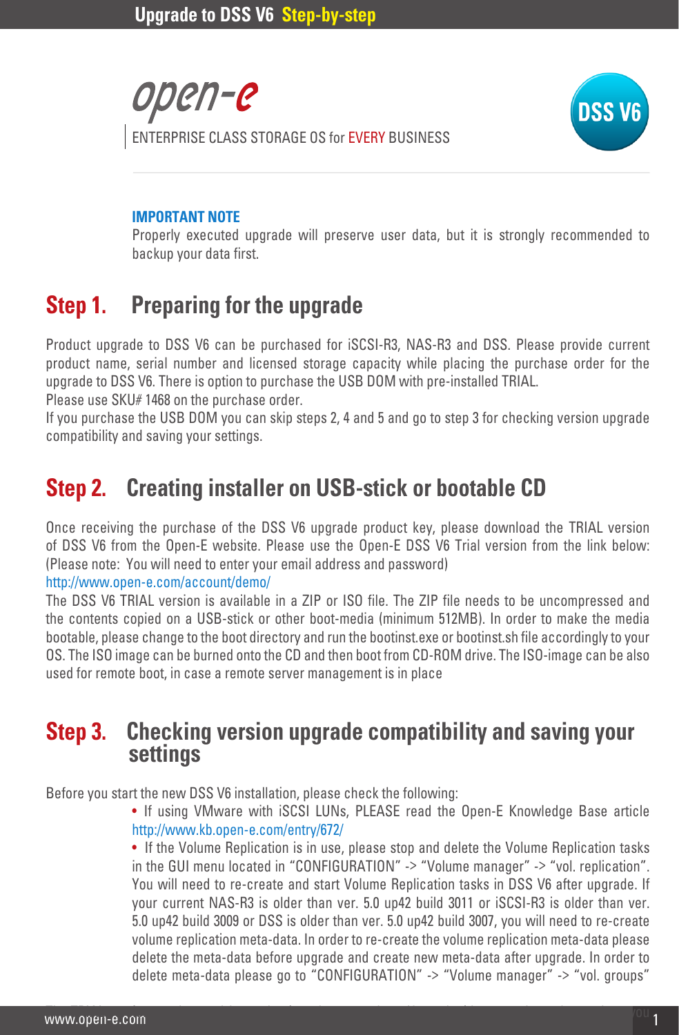open-e

ENTERPRISE CLASS STORAGE OS for EVERY BUSINESS

DSS V6

**IMPORTANT NOTE**

Properly executed upgrade will preserve user data, but it is strongly recommended to backup your data first.

## Step 1. Preparing for the upgrade

Product upgrade to DSS V6 can be purchased for iSCSI-R3, NAS-R3 and DSS. Please provide current product name, serial number and licensed storage capacity while placing the purchase order for the upgrade to DSS V6. There is option to purchase the USB DOM with pre-installed TRIAL.
Please use SKU# 1468 on the purchase order.
If you purchase the USB DOM you can skip steps 2, 4 and 5 and go to step 3 for checking version upgrade compatibility and saving your settings.

## Step 2. Creating installer on USB-stick or bootable CD

Once receiving the purchase of the DSS V6 upgrade product key, please download the TRIAL version of DSS V6 from the Open-E website. Please use the Open-E DSS V6 Trial version from the link below: (Please note: You will need to enter your email address and password)
http://www.open-e.com/account/demo/
The DSS V6 TRIAL version is available in a ZIP or ISO file. The ZIP file needs to be uncompressed and the contents copied on a USB-stick or other boot-media (minimum 512MB). In order to make the media bootable, please change to the boot directory and run the bootinst.exe or bootinst.sh file accordingly to your OS. The ISO image can be burned onto the CD and then boot from CD-ROM drive. The ISO-image can be also used for remote boot, in case a remote server management is in place

## Step 3. Checking version upgrade compatibility and saving your settings

Before you start the new DSS V6 installation, please check the following:

- If using VMware with iSCSI LUNs, PLEASE read the Open-E Knowledge Base article http://www.kb.open-e.com/entry/672/
- If the Volume Replication is in use, please stop and delete the Volume Replication tasks in the GUI menu located in "CONFIGURATION" -> "Volume manager" -> "vol. replication". You will need to re-create and start Volume Replication tasks in DSS V6 after upgrade. If your current NAS-R3 is older than ver. 5.0 up42 build 3011 or iSCSI-R3 is older than ver. 5.0 up42 build 3009 or DSS is older than ver. 5.0 up42 build 3007, you will need to re-create volume replication meta-data. In order to re-create the volume replication meta-data please delete the meta-data before upgrade and create new meta-data after upgrade. In order to delete meta-data please go to "CONFIGURATION" -> "Volume manager" -> "vol. groups"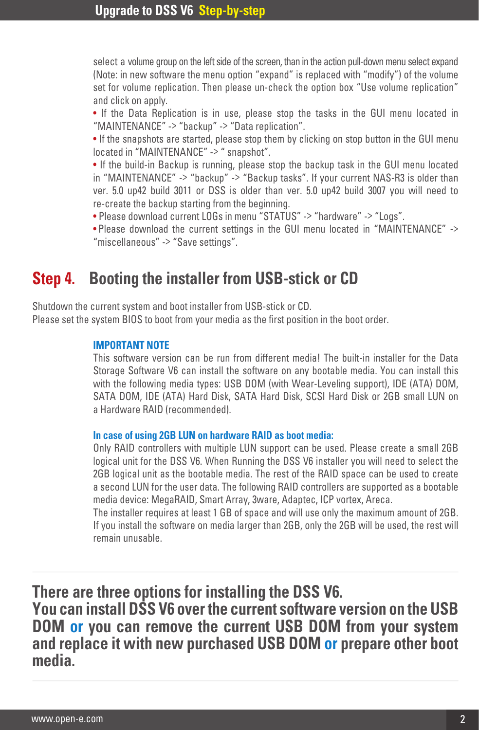select a volume group on the left side of the screen, than in the action pull-down menu select expand (Note: in new software the menu option "expand" is replaced with "modify") of the volume set for volume replication. Then please un-check the option box "Use volume replication" and click on apply.

- If the Data Replication is in use, please stop the tasks in the GUI menu located in "MAINTENANCE" -> "backup" -> "Data replication".
- If the snapshots are started, please stop them by clicking on stop button in the GUI menu located in "MAINTENANCE" -> " snapshot".
- If the build-in Backup is running, please stop the backup task in the GUI menu located in "MAINTENANCE" -> "backup" -> "Backup tasks". If your current NAS-R3 is older than ver. 5.0 up42 build 3011 or DSS is older than ver. 5.0 up42 build 3007 you will need to re-create the backup starting from the beginning.
- Please download current LOGs in menu "STATUS" -> "hardware" -> "Logs".
- Please download the current settings in the GUI menu located in "MAINTENANCE" -> "miscellaneous" -> "Save settings".

## Step 4. Booting the installer from USB-stick or CD

Shutdown the current system and boot installer from USB-stick or CD.
Please set the system BIOS to boot from your media as the first position in the boot order.

**IMPORTANT NOTE**

This software version can be run from different media! The built-in installer for the Data Storage Software V6 can install the software on any bootable media. You can install this with the following media types: USB DOM (with Wear-Leveling support), IDE (ATA) DOM, SATA DOM, IDE (ATA) Hard Disk, SATA Hard Disk, SCSI Hard Disk or 2GB small LUN on a Hardware RAID (recommended).

**In case of using 2GB LUN on hardware RAID as boot media:**

Only RAID controllers with multiple LUN support can be used. Please create a small 2GB logical unit for the DSS V6. When Running the DSS V6 installer you will need to select the 2GB logical unit as the bootable media. The rest of the RAID space can be used to create a second LUN for the user data. The following RAID controllers are supported as a bootable media device: MegaRAID, Smart Array, 3ware, Adaptec, ICP vortex, Areca.
The installer requires at least 1 GB of space and will use only the maximum amount of 2GB. If you install the software on media larger than 2GB, only the 2GB will be used, the rest will remain unusable.

---

**There are three options for installing the DSS V6.**
**You can install DSS V6 over the current software version on the USB DOM or you can remove the current USB DOM from your system and replace it with new purchased USB DOM or prepare other boot media.**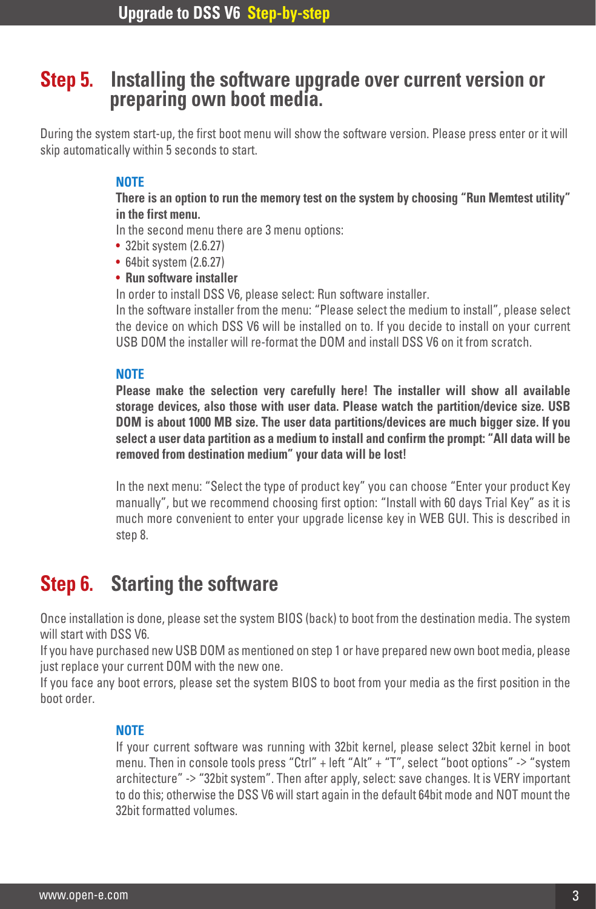## Step 5. Installing the software upgrade over current version or preparing own boot media.

During the system start-up, the first boot menu will show the software version. Please press enter or it will skip automatically within 5 seconds to start.

> **NOTE**
>
> **There is an option to run the memory test on the system by choosing "Run Memtest utility" in the first menu.**
>
> In the second menu there are 3 menu options:
>
> - 32bit system (2.6.27)
> - 64bit system (2.6.27)
> - **Run software installer**
>
> In order to install DSS V6, please select: Run software installer.
>
> In the software installer from the menu: "Please select the medium to install", please select the device on which DSS V6 will be installed on to. If you decide to install on your current USB DOM the installer will re-format the DOM and install DSS V6 on it from scratch.

> **NOTE**
>
> **Please make the selection very carefully here! The installer will show all available storage devices, also those with user data. Please watch the partition/device size. USB DOM is about 1000 MB size. The user data partitions/devices are much bigger size. If you select a user data partition as a medium to install and confirm the prompt: "All data will be removed from destination medium" your data will be lost!**
>
> In the next menu: "Select the type of product key" you can choose "Enter your product Key manually", but we recommend choosing first option: "Install with 60 days Trial Key" as it is much more convenient to enter your upgrade license key in WEB GUI. This is described in step 8.

## Step 6. Starting the software

Once installation is done, please set the system BIOS (back) to boot from the destination media. The system will start with DSS V6.

If you have purchased new USB DOM as mentioned on step 1 or have prepared new own boot media, please just replace your current DOM with the new one.

If you face any boot errors, please set the system BIOS to boot from your media as the first position in the boot order.

> **NOTE**
>
> If your current software was running with 32bit kernel, please select 32bit kernel in boot menu. Then in console tools press "Ctrl" + left "Alt" + "T", select "boot options" -> "system architecture" -> "32bit system". Then after apply, select: save changes. It is VERY important to do this; otherwise the DSS V6 will start again in the default 64bit mode and NOT mount the 32bit formatted volumes.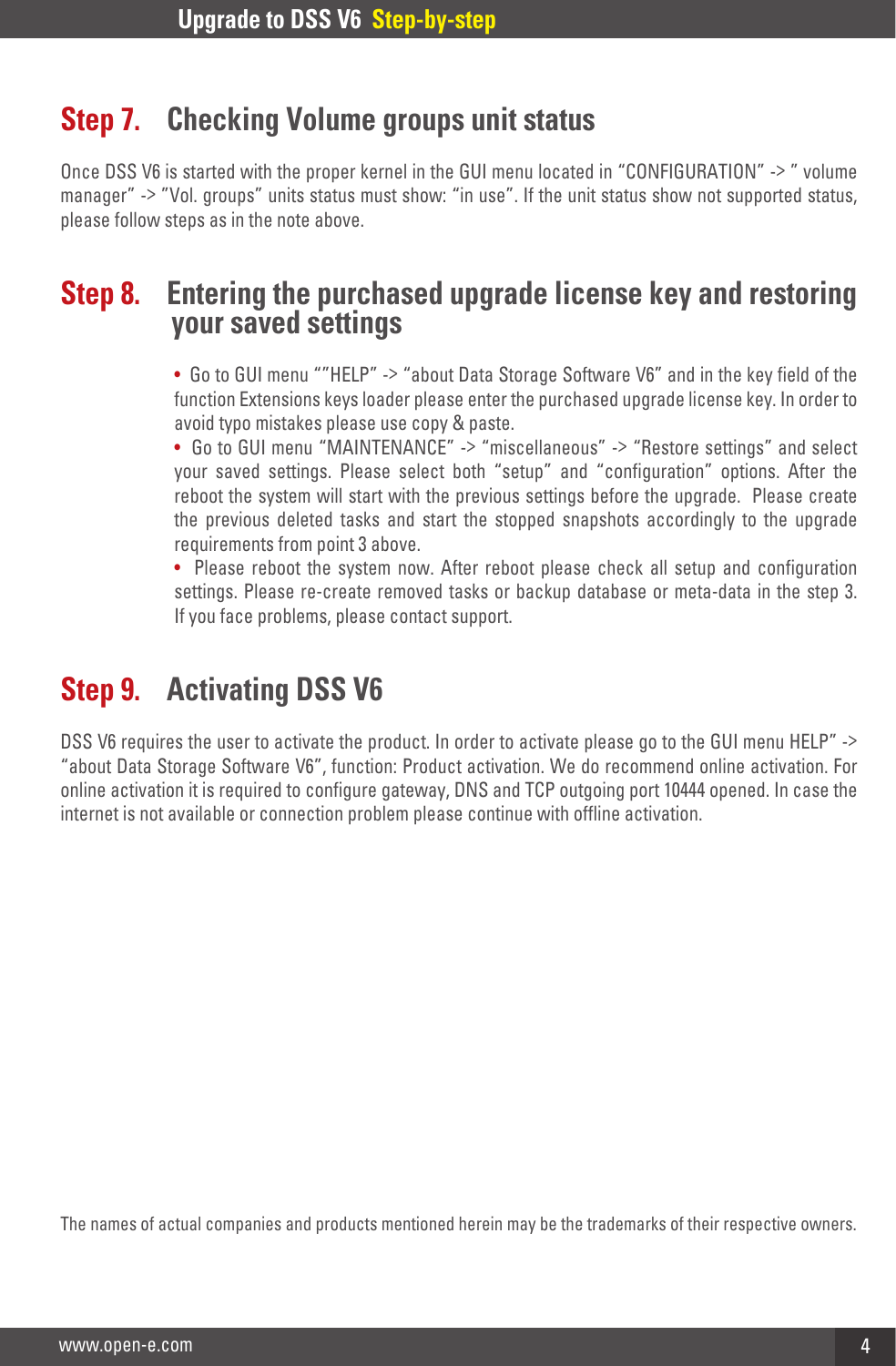## Step 7. Checking Volume groups unit status

Once DSS V6 is started with the proper kernel in the GUI menu located in “CONFIGURATION” -> ” volume manager” -> ”Vol. groups” units status must show: “in use”. If the unit status show not supported status, please follow steps as in the note above.

## Step 8. Entering the purchased upgrade license key and restoring your saved settings

- Go to GUI menu “”HELP” -> “about Data Storage Software V6” and in the key field of the function Extensions keys loader please enter the purchased upgrade license key. In order to avoid typo mistakes please use copy & paste.
- Go to GUI menu “MAINTENANCE” -> “miscellaneous” -> “Restore settings” and select your saved settings. Please select both “setup” and “configuration” options. After the reboot the system will start with the previous settings before the upgrade. Please create the previous deleted tasks and start the stopped snapshots accordingly to the upgrade requirements from point 3 above.
- Please reboot the system now. After reboot please check all setup and configuration settings. Please re-create removed tasks or backup database or meta-data in the step 3. If you face problems, please contact support.

## Step 9. Activating DSS V6

DSS V6 requires the user to activate the product. In order to activate please go to the GUI menu HELP” -> “about Data Storage Software V6”, function: Product activation. We do recommend online activation. For online activation it is required to configure gateway, DNS and TCP outgoing port 10444 opened. In case the internet is not available or connection problem please continue with offline activation.

The names of actual companies and products mentioned herein may be the trademarks of their respective owners.